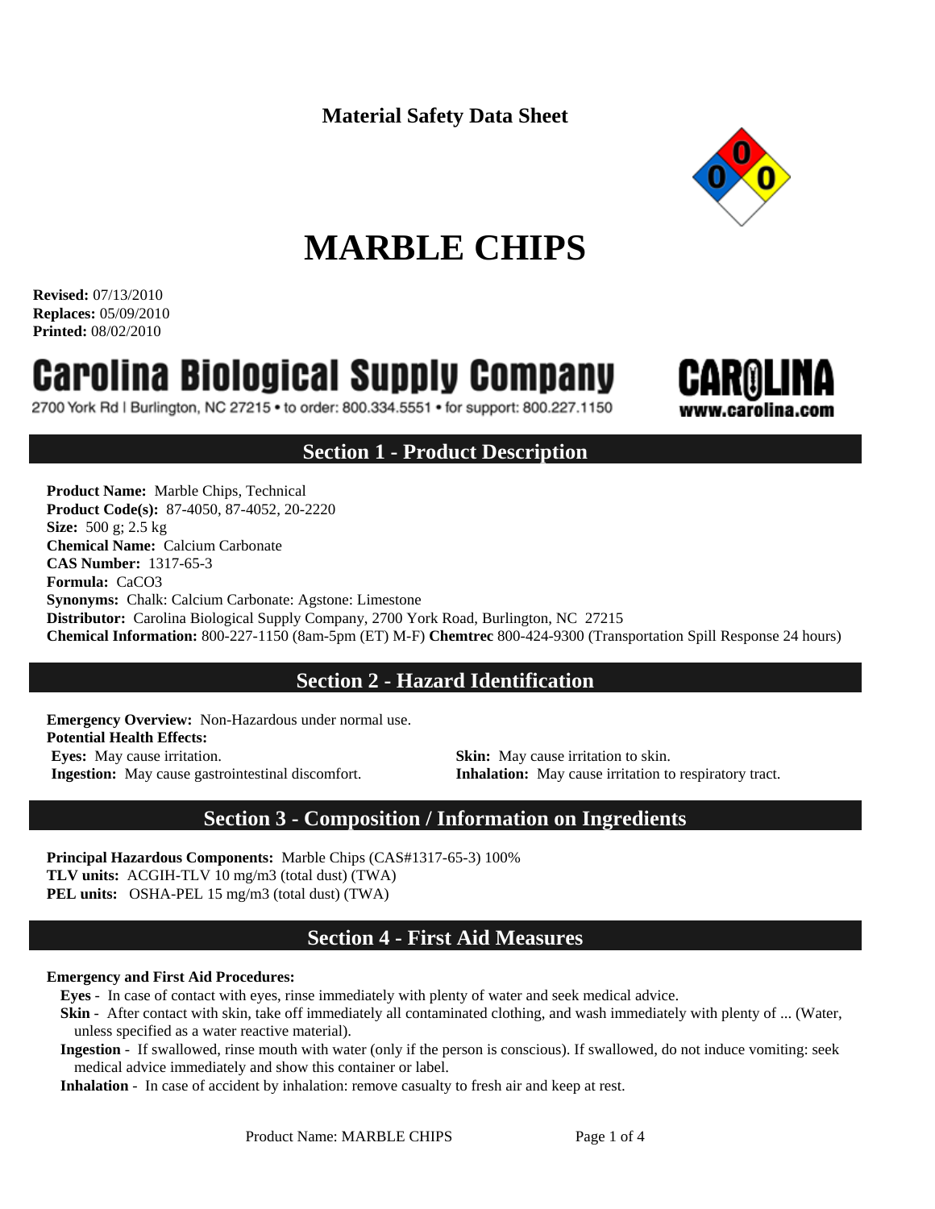**Material Safety Data Sheet**

# MARBLE CHIPS

**Revised:** 07/13/2010
**Replaces:** 05/09/2010
**Printed:** 08/02/2010

**Carolina Biological Supply Company**

2700 York Rd | Burlington, NC 27215 • to order: 800.334.5551 • for support: 800.227.1150

CAROLINA www.carolina.com

## Section 1 - Product Description

**Product Name:** Marble Chips, Technical
**Product Code(s):** 87-4050, 87-4052, 20-2220
**Size:** 500 g; 2.5 kg
**Chemical Name:** Calcium Carbonate
**CAS Number:** 1317-65-3
**Formula:** $CaCO_3$
**Synonyms:** Chalk: Calcium Carbonate: Agstone: Limestone
**Distributor:** Carolina Biological Supply Company, 2700 York Road, Burlington, NC 27215
**Chemical Information:** 800-227-1150 (8am-5pm (ET) M-F) **Chemtrec** 800-424-9300 (Transportation Spill Response 24 hours)

## Section 2 - Hazard Identification

**Emergency Overview:** Non-Hazardous under normal use.
**Potential Health Effects:**
**Eyes:** May cause irritation.
**Skin:** May cause irritation to skin.
**Ingestion:** May cause gastrointestinal discomfort.
**Inhalation:** May cause irritation to respiratory tract.

## Section 3 - Composition / Information on Ingredients

**Principal Hazardous Components:** Marble Chips (CAS#1317-65-3) 100%
**TLV units:** ACGIH-TLV 10 mg/m3 (total dust) (TWA)
**PEL units:** OSHA-PEL 15 mg/m3 (total dust) (TWA)

## Section 4 - First Aid Measures

**Emergency and First Aid Procedures:**

- **Eyes** - In case of contact with eyes, rinse immediately with plenty of water and seek medical advice.
- **Skin** - After contact with skin, take off immediately all contaminated clothing, and wash immediately with plenty of ... (Water, unless specified as a water reactive material).
- **Ingestion** - If swallowed, rinse mouth with water (only if the person is conscious). If swallowed, do not induce vomiting: seek medical advice immediately and show this container or label.
- **Inhalation** - In case of accident by inhalation: remove casualty to fresh air and keep at rest.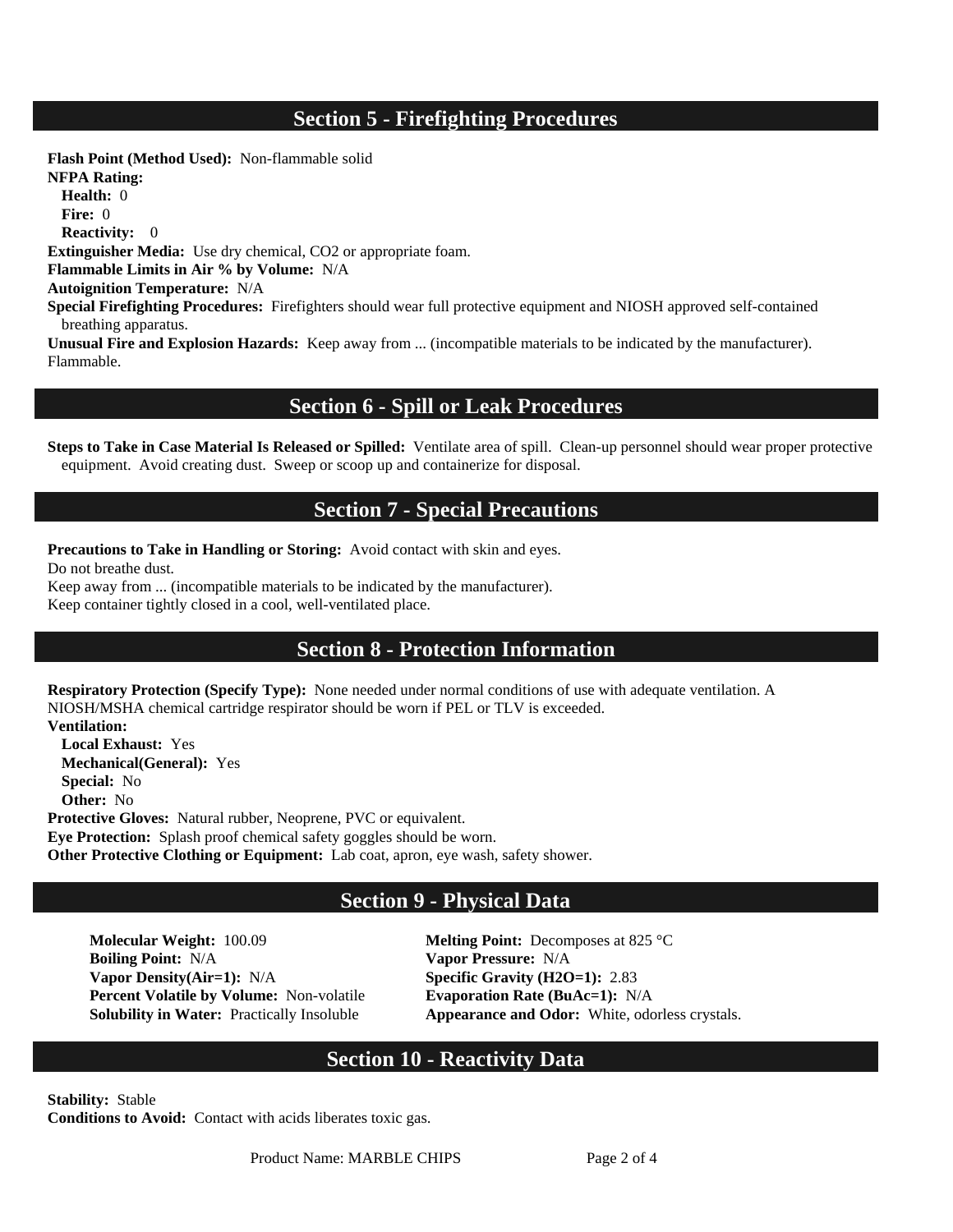## Section 5 - Firefighting Procedures

**Flash Point (Method Used):** Non-flammable solid
**NFPA Rating:**
**Health:** 0
**Fire:** 0
**Reactivity:** 0
**Extinguisher Media:** Use dry chemical, CO2 or appropriate foam.
**Flammable Limits in Air % by Volume:** N/A
**Autoignition Temperature:** N/A
**Special Firefighting Procedures:** Firefighters should wear full protective equipment and NIOSH approved self-contained breathing apparatus.
**Unusual Fire and Explosion Hazards:** Keep away from ... (incompatible materials to be indicated by the manufacturer).
Flammable.

## Section 6 - Spill or Leak Procedures

**Steps to Take in Case Material Is Released or Spilled:** Ventilate area of spill. Clean-up personnel should wear proper protective equipment. Avoid creating dust. Sweep or scoop up and containerize for disposal.

## Section 7 - Special Precautions

**Precautions to Take in Handling or Storing:** Avoid contact with skin and eyes.
Do not breathe dust.
Keep away from ... (incompatible materials to be indicated by the manufacturer).
Keep container tightly closed in a cool, well-ventilated place.

## Section 8 - Protection Information

**Respiratory Protection (Specify Type):** None needed under normal conditions of use with adequate ventilation. A NIOSH/MSHA chemical cartridge respirator should be worn if PEL or TLV is exceeded.
**Ventilation:**
**Local Exhaust:** Yes
**Mechanical(General):** Yes
**Special:** No
**Other:** No
**Protective Gloves:** Natural rubber, Neoprene, PVC or equivalent.
**Eye Protection:** Splash proof chemical safety goggles should be worn.
**Other Protective Clothing or Equipment:** Lab coat, apron, eye wash, safety shower.

## Section 9 - Physical Data

**Molecular Weight:** 100.09
**Boiling Point:** N/A
**Vapor Density(Air=1):** N/A
**Percent Volatile by Volume:** Non-volatile
**Solubility in Water:** Practically Insoluble
**Melting Point:** Decomposes at 825 °C
**Vapor Pressure:** N/A
**Specific Gravity (H2O=1):** 2.83
**Evaporation Rate (BuAc=1):** N/A
**Appearance and Odor:** White, odorless crystals.

## Section 10 - Reactivity Data

**Stability:** Stable
**Conditions to Avoid:** Contact with acids liberates toxic gas.

Product Name: MARBLE CHIPS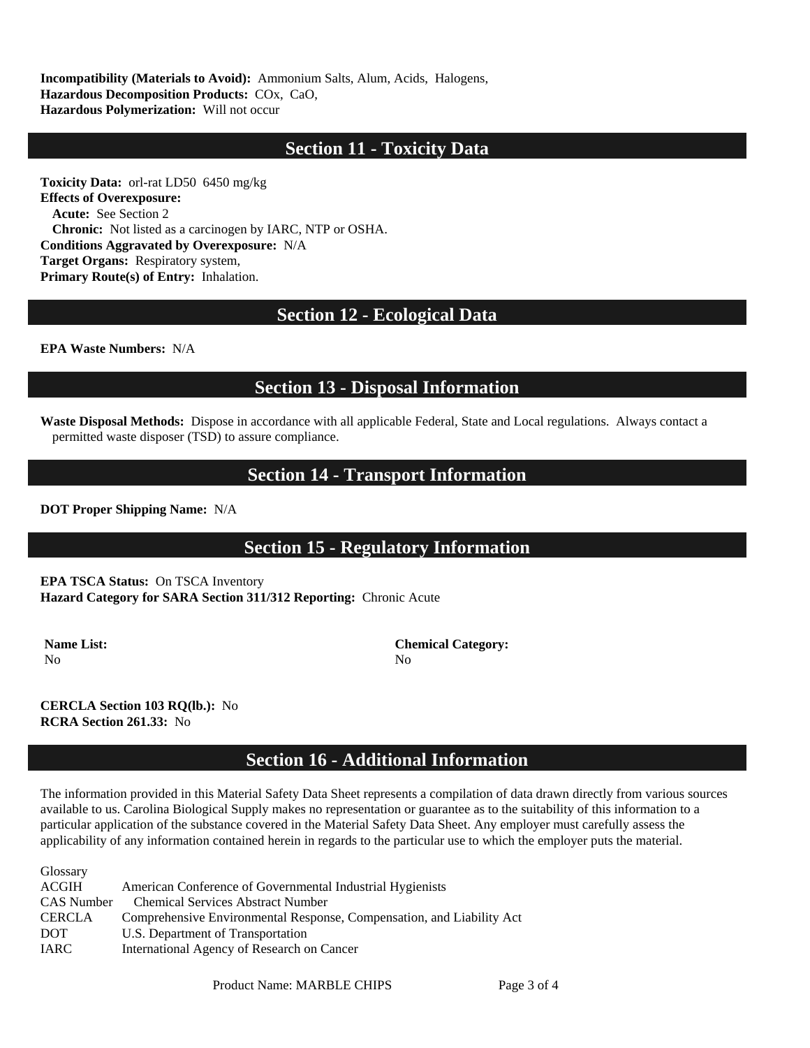**Incompatibility (Materials to Avoid):** Ammonium Salts, Alum, Acids, Halogens,
**Hazardous Decomposition Products:** COx, CaO,
**Hazardous Polymerization:** Will not occur

## Section 11 - Toxicity Data

**Toxicity Data:** orl-rat LD50 6450 mg/kg
**Effects of Overexposure:**
**Acute:** See Section 2
**Chronic:** Not listed as a carcinogen by IARC, NTP or OSHA.
**Conditions Aggravated by Overexposure:** N/A
**Target Organs:** Respiratory system,
**Primary Route(s) of Entry:** Inhalation.

## Section 12 - Ecological Data

**EPA Waste Numbers:** N/A

## Section 13 - Disposal Information

**Waste Disposal Methods:** Dispose in accordance with all applicable Federal, State and Local regulations. Always contact a permitted waste disposer (TSD) to assure compliance.

## Section 14 - Transport Information

**DOT Proper Shipping Name:** N/A

## Section 15 - Regulatory Information

**EPA TSCA Status:** On TSCA Inventory
**Hazard Category for SARA Section 311/312 Reporting:** Chronic Acute

| Name List: | Chemical Category: |
|---|---|
| No | No |

**CERCLA Section 103 RQ(lb.):** No
**RCRA Section 261.33:** No

## Section 16 - Additional Information

The information provided in this Material Safety Data Sheet represents a compilation of data drawn directly from various sources available to us. Carolina Biological Supply makes no representation or guarantee as to the suitability of this information to a particular application of the substance covered in the Material Safety Data Sheet. Any employer must carefully assess the applicability of any information contained herein in regards to the particular use to which the employer puts the material.

Glossary

| | |
|---|---|
| ACGIH | American Conference of Governmental Industrial Hygienists |
| CAS Number | Chemical Services Abstract Number |
| CERCLA | Comprehensive Environmental Response, Compensation, and Liability Act |
| DOT | U.S. Department of Transportation |
| IARC | International Agency of Research on Cancer |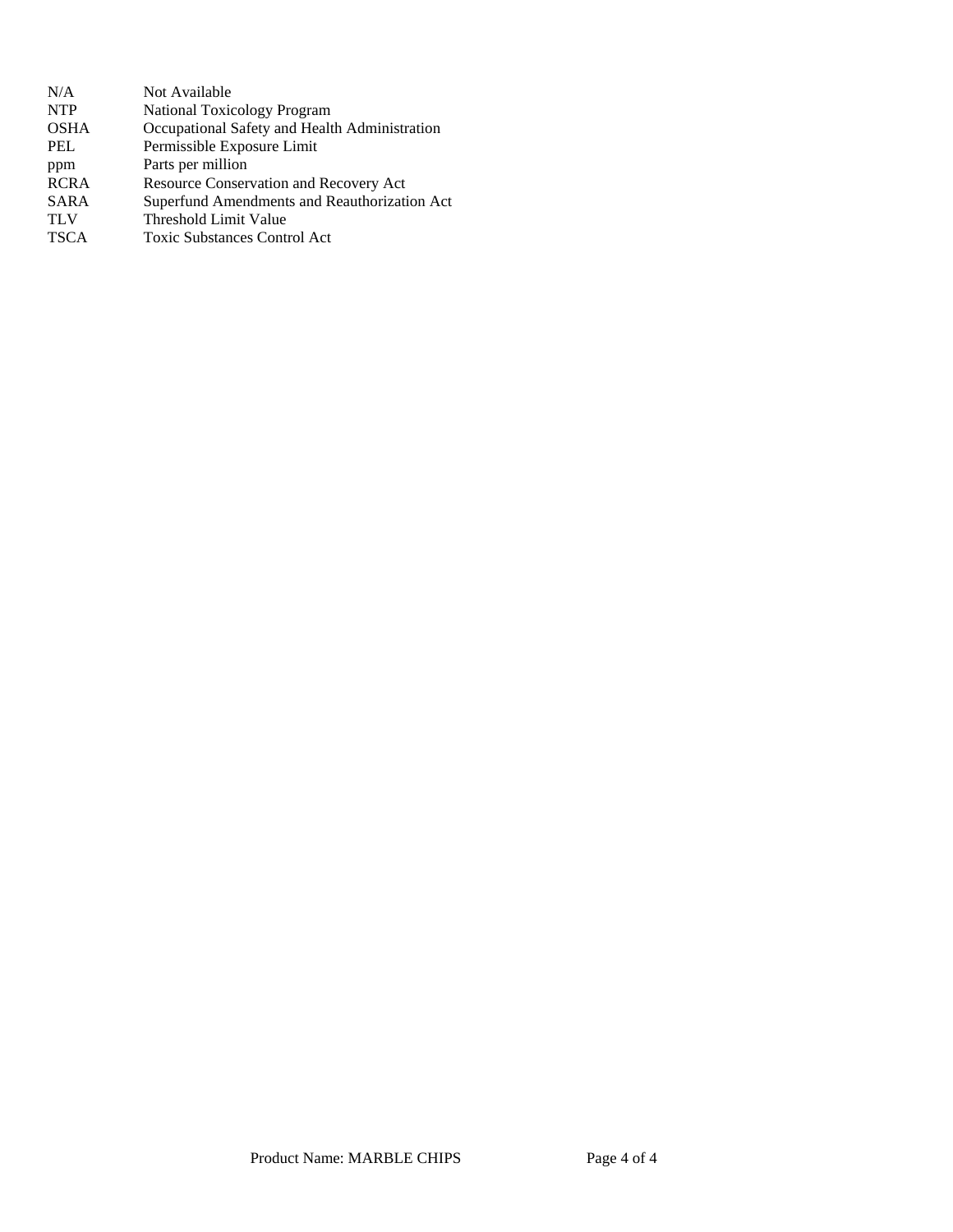| | |
|---|---|
| N/A | Not Available |
| NTP | National Toxicology Program |
| OSHA | Occupational Safety and Health Administration |
| PEL | Permissible Exposure Limit |
| ppm | Parts per million |
| RCRA | Resource Conservation and Recovery Act |
| SARA | Superfund Amendments and Reauthorization Act |
| TLV | Threshold Limit Value |
| TSCA | Toxic Substances Control Act |